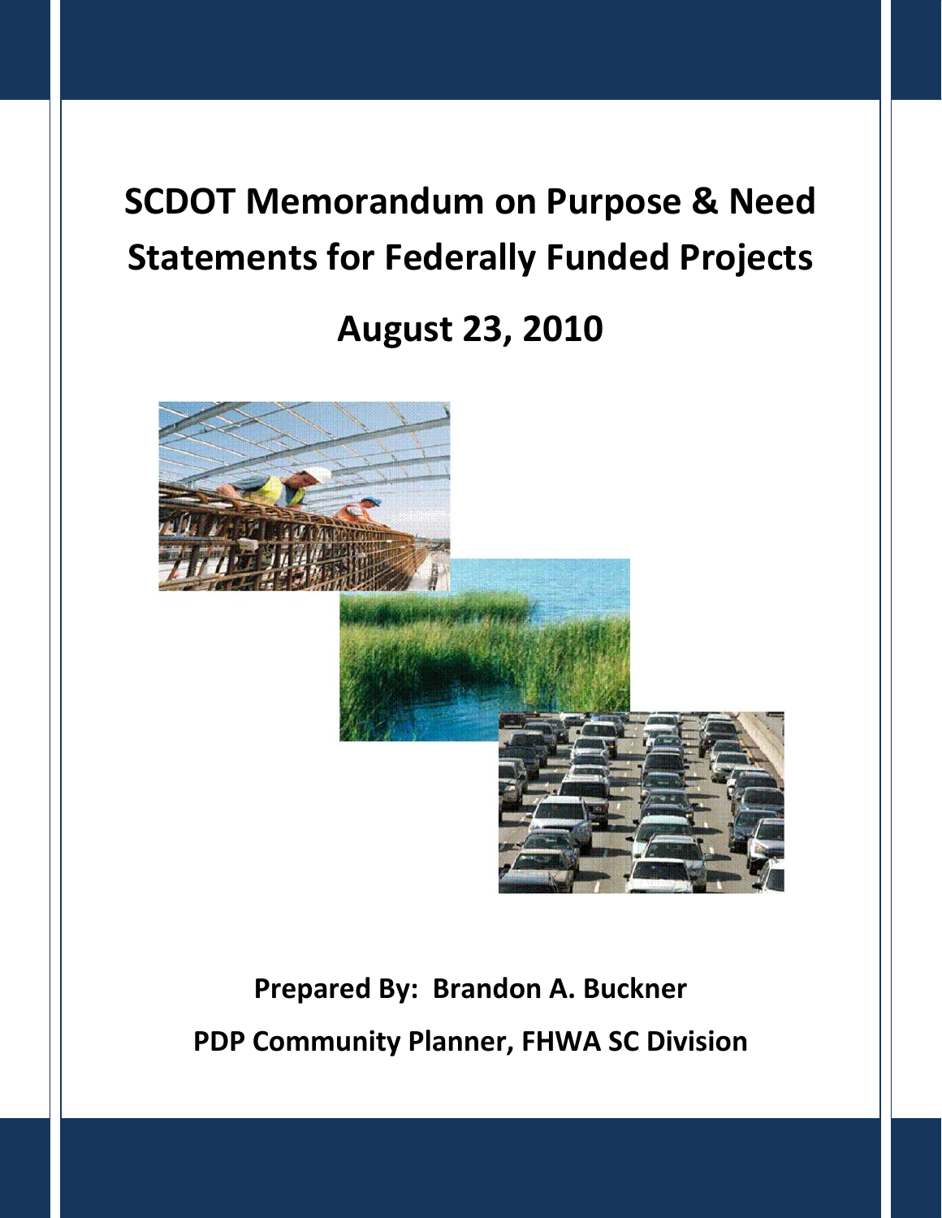# SCDOT Memorandum on Purpose & Need Statements for Federally Funded Projects

## August 23, 2010

**Prepared By: Brandon A. Buckner**

**PDP Community Planner, FHWA SC Division**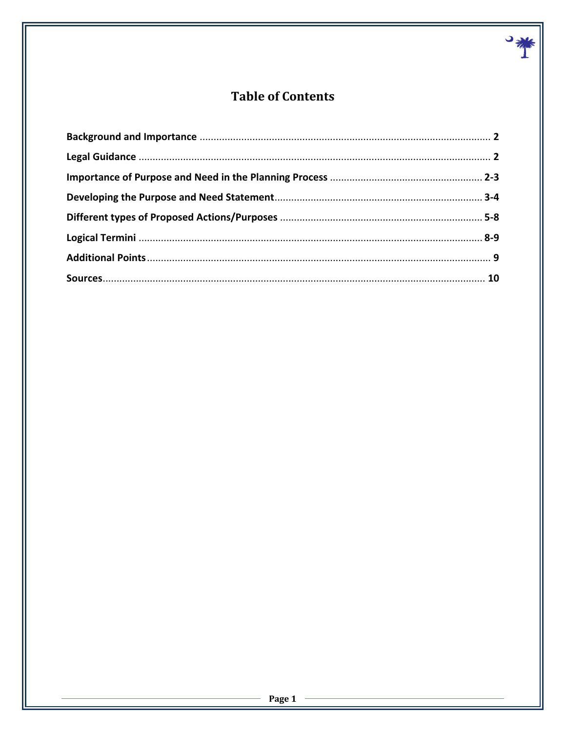# Table of Contents

| | |
|---|---|
| **Background and Importance** | **2** |
| **Legal Guidance** | **2** |
| **Importance of Purpose and Need in the Planning Process** | **2-3** |
| **Developing the Purpose and Need Statement** | **3-4** |
| **Different types of Proposed Actions/Purposes** | **5-8** |
| **Logical Termini** | **8-9** |
| **Additional Points** | **9** |
| **Sources** | **10** |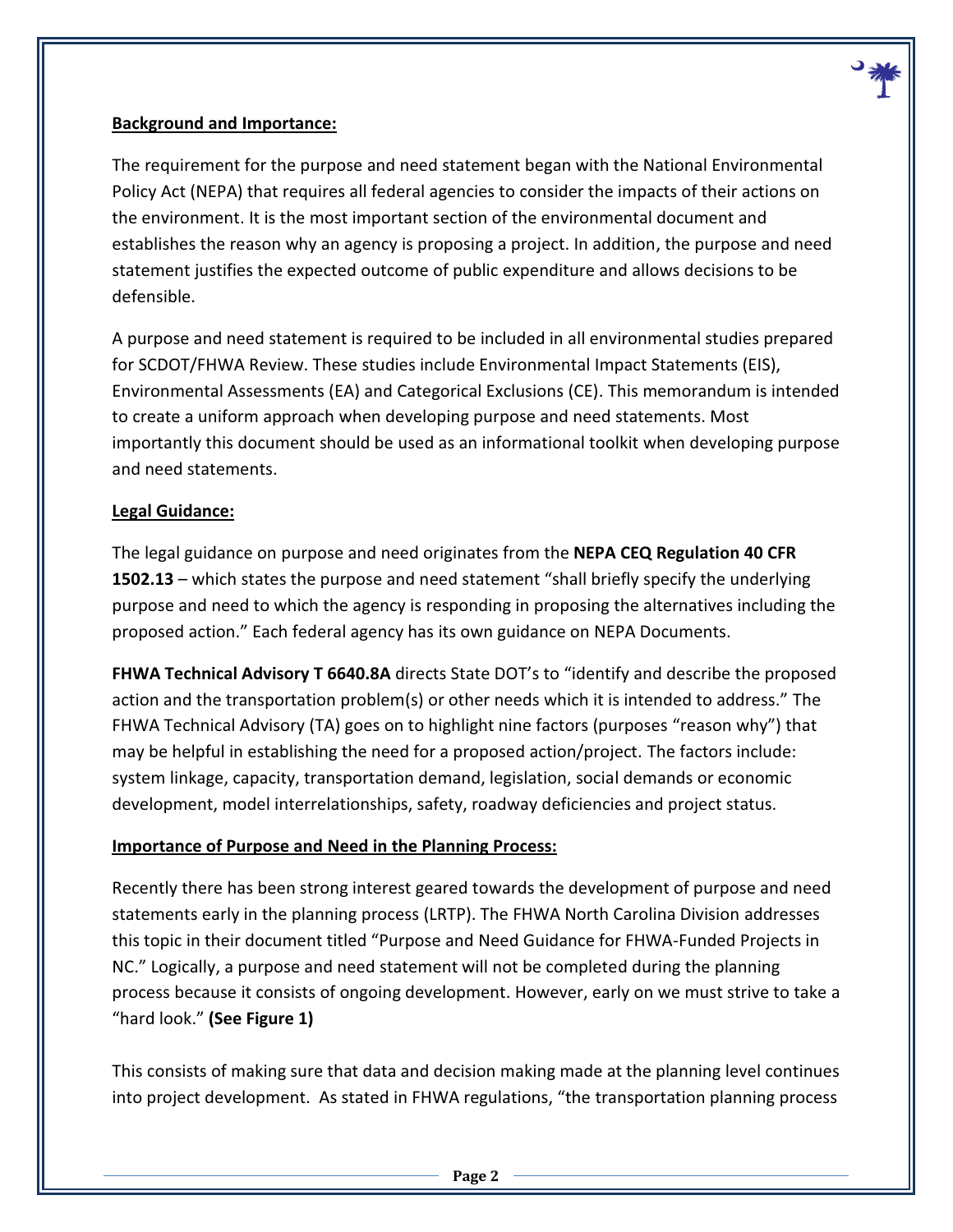**Background and Importance:**

The requirement for the purpose and need statement began with the National Environmental Policy Act (NEPA) that requires all federal agencies to consider the impacts of their actions on the environment. It is the most important section of the environmental document and establishes the reason why an agency is proposing a project. In addition, the purpose and need statement justifies the expected outcome of public expenditure and allows decisions to be defensible.

A purpose and need statement is required to be included in all environmental studies prepared for SCDOT/FHWA Review. These studies include Environmental Impact Statements (EIS), Environmental Assessments (EA) and Categorical Exclusions (CE). This memorandum is intended to create a uniform approach when developing purpose and need statements. Most importantly this document should be used as an informational toolkit when developing purpose and need statements.

**Legal Guidance:**

The legal guidance on purpose and need originates from the **NEPA CEQ Regulation 40 CFR 1502.13** – which states the purpose and need statement "shall briefly specify the underlying purpose and need to which the agency is responding in proposing the alternatives including the proposed action." Each federal agency has its own guidance on NEPA Documents.

**FHWA Technical Advisory T 6640.8A** directs State DOT's to "identify and describe the proposed action and the transportation problem(s) or other needs which it is intended to address." The FHWA Technical Advisory (TA) goes on to highlight nine factors (purposes "reason why") that may be helpful in establishing the need for a proposed action/project. The factors include: system linkage, capacity, transportation demand, legislation, social demands or economic development, model interrelationships, safety, roadway deficiencies and project status.

**Importance of Purpose and Need in the Planning Process:**

Recently there has been strong interest geared towards the development of purpose and need statements early in the planning process (LRTP). The FHWA North Carolina Division addresses this topic in their document titled "Purpose and Need Guidance for FHWA-Funded Projects in NC." Logically, a purpose and need statement will not be completed during the planning process because it consists of ongoing development. However, early on we must strive to take a "hard look." **(See Figure 1)**

This consists of making sure that data and decision making made at the planning level continues into project development. As stated in FHWA regulations, "the transportation planning process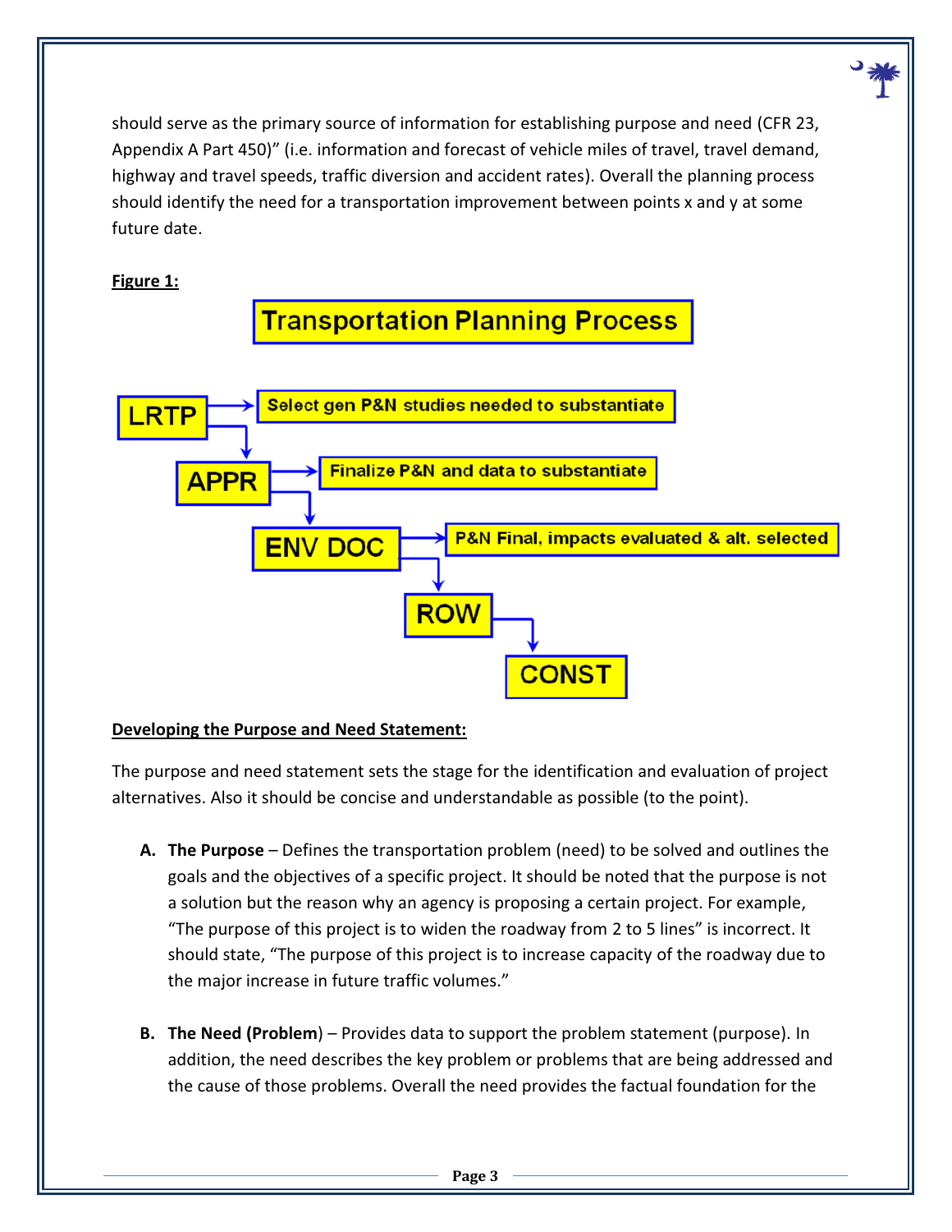should serve as the primary source of information for establishing purpose and need (CFR 23, Appendix A Part 450)" (i.e. information and forecast of vehicle miles of travel, travel demand, highway and travel speeds, traffic diversion and accident rates). Overall the planning process should identify the need for a transportation improvement between points x and y at some future date.

**Figure 1:**

**Transportation Planning Process**

- **LRTP** → Select gen P&N studies needed to substantiate
- **APPR** → Finalize P&N and data to substantiate
- **ENV DOC** → P&N Final, impacts evaluated & alt. selected
- **ROW**
- **CONST**

**Developing the Purpose and Need Statement:**

The purpose and need statement sets the stage for the identification and evaluation of project alternatives. Also it should be concise and understandable as possible (to the point).

A. **The Purpose** – Defines the transportation problem (need) to be solved and outlines the goals and the objectives of a specific project. It should be noted that the purpose is not a solution but the reason why an agency is proposing a certain project. For example, "The purpose of this project is to widen the roadway from 2 to 5 lines" is incorrect. It should state, "The purpose of this project is to increase capacity of the roadway due to the major increase in future traffic volumes."

B. **The Need (Problem**) – Provides data to support the problem statement (purpose). In addition, the need describes the key problem or problems that are being addressed and the cause of those problems. Overall the need provides the factual foundation for the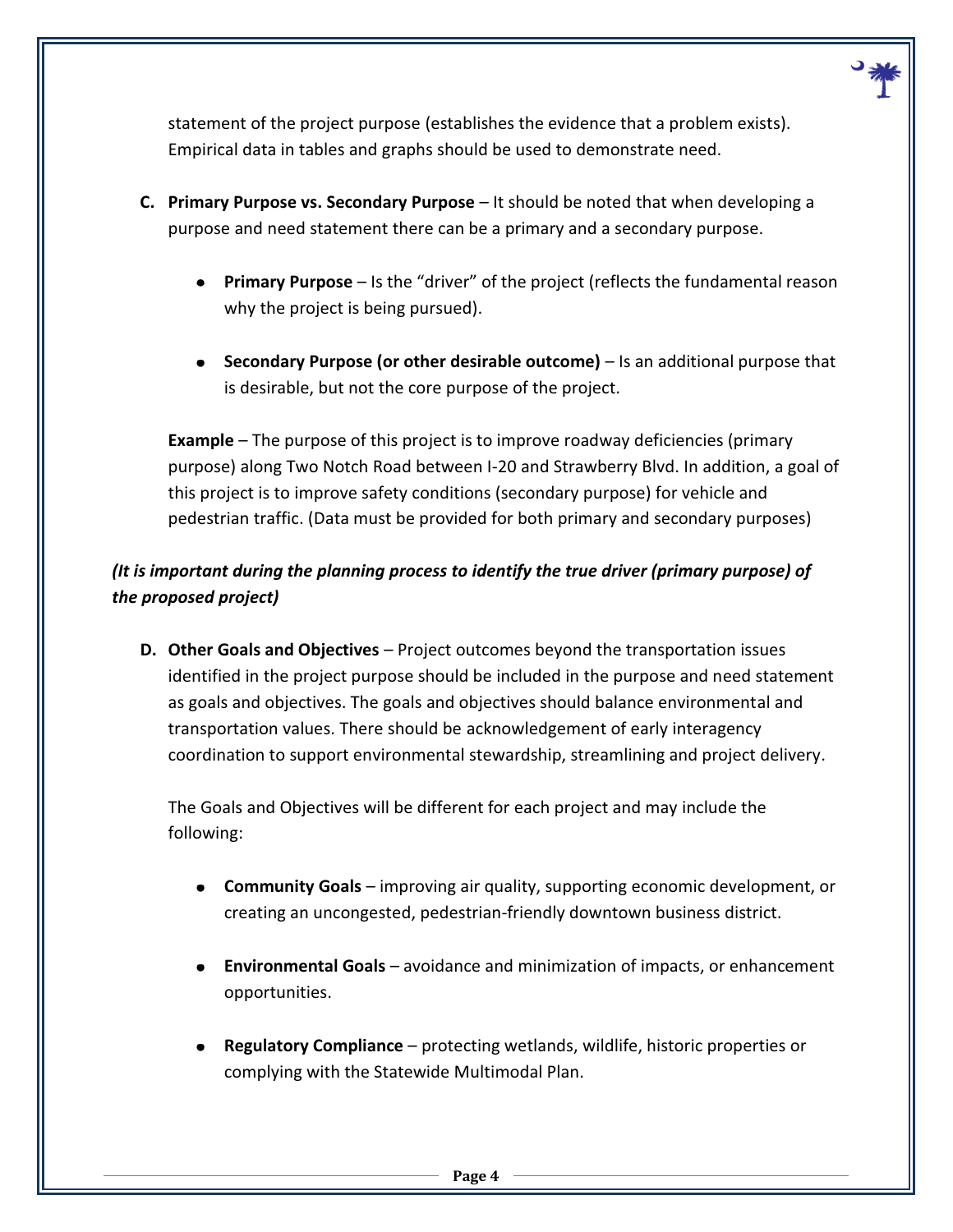statement of the project purpose (establishes the evidence that a problem exists). Empirical data in tables and graphs should be used to demonstrate need.

**C. Primary Purpose vs. Secondary Purpose** – It should be noted that when developing a purpose and need statement there can be a primary and a secondary purpose.

- **Primary Purpose** – Is the "driver" of the project (reflects the fundamental reason why the project is being pursued).

- **Secondary Purpose (or other desirable outcome)** – Is an additional purpose that is desirable, but not the core purpose of the project.

**Example** – The purpose of this project is to improve roadway deficiencies (primary purpose) along Two Notch Road between I-20 and Strawberry Blvd. In addition, a goal of this project is to improve safety conditions (secondary purpose) for vehicle and pedestrian traffic. (Data must be provided for both primary and secondary purposes)

***(It is important during the planning process to identify the true driver (primary purpose) of the proposed project)***

**D. Other Goals and Objectives** – Project outcomes beyond the transportation issues identified in the project purpose should be included in the purpose and need statement as goals and objectives. The goals and objectives should balance environmental and transportation values. There should be acknowledgement of early interagency coordination to support environmental stewardship, streamlining and project delivery.

The Goals and Objectives will be different for each project and may include the following:

- **Community Goals** – improving air quality, supporting economic development, or creating an uncongested, pedestrian-friendly downtown business district.

- **Environmental Goals** – avoidance and minimization of impacts, or enhancement opportunities.

- **Regulatory Compliance** – protecting wetlands, wildlife, historic properties or complying with the Statewide Multimodal Plan.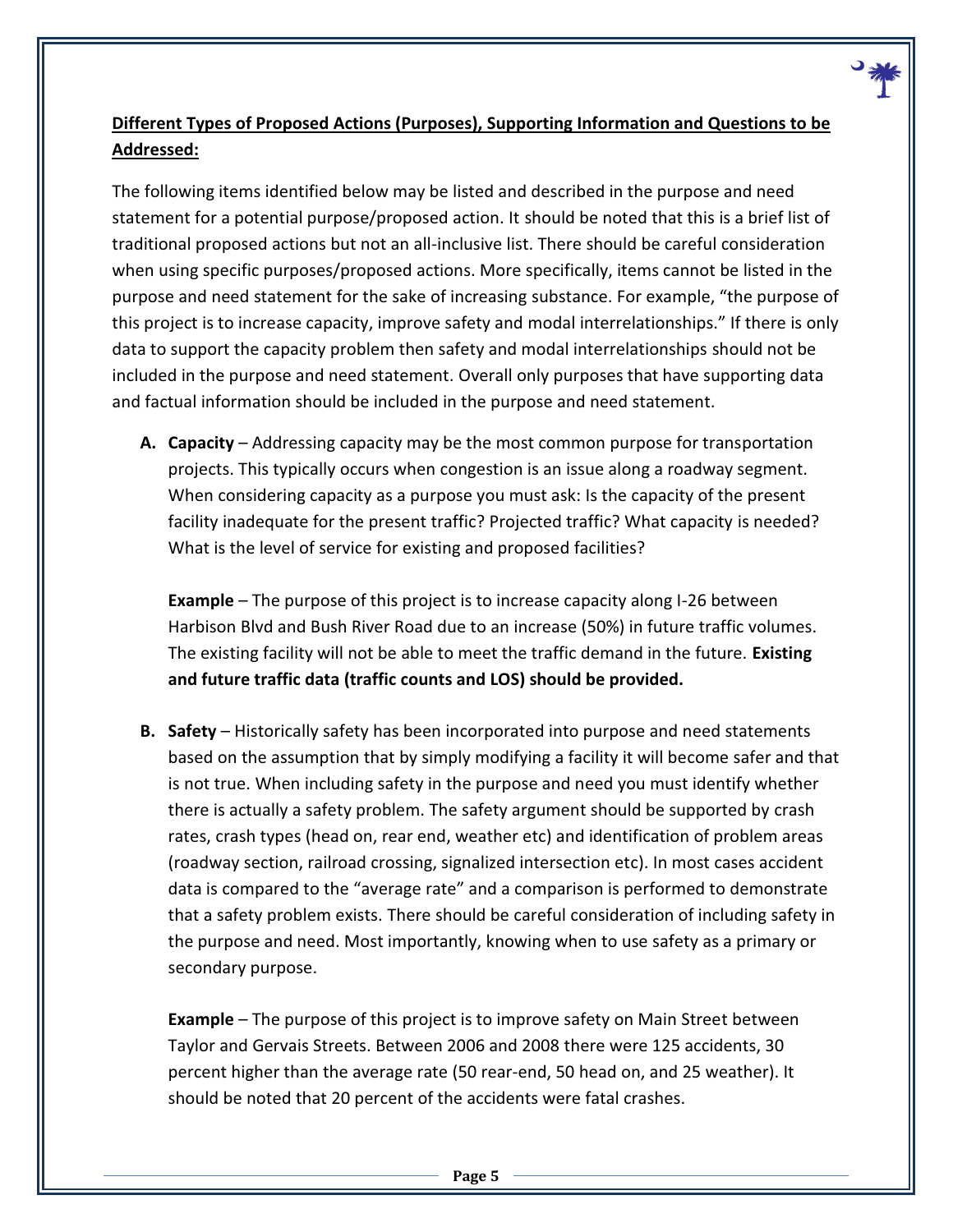**<u>Different Types of Proposed Actions (Purposes), Supporting Information and Questions to be Addressed:</u>**

The following items identified below may be listed and described in the purpose and need statement for a potential purpose/proposed action. It should be noted that this is a brief list of traditional proposed actions but not an all-inclusive list. There should be careful consideration when using specific purposes/proposed actions. More specifically, items cannot be listed in the purpose and need statement for the sake of increasing substance. For example, "the purpose of this project is to increase capacity, improve safety and modal interrelationships." If there is only data to support the capacity problem then safety and modal interrelationships should not be included in the purpose and need statement. Overall only purposes that have supporting data and factual information should be included in the purpose and need statement.

**A. Capacity** – Addressing capacity may be the most common purpose for transportation projects. This typically occurs when congestion is an issue along a roadway segment. When considering capacity as a purpose you must ask: Is the capacity of the present facility inadequate for the present traffic? Projected traffic? What capacity is needed? What is the level of service for existing and proposed facilities?

**Example** – The purpose of this project is to increase capacity along I-26 between Harbison Blvd and Bush River Road due to an increase (50%) in future traffic volumes. The existing facility will not be able to meet the traffic demand in the future. **Existing and future traffic data (traffic counts and LOS) should be provided.**

**B. Safety** – Historically safety has been incorporated into purpose and need statements based on the assumption that by simply modifying a facility it will become safer and that is not true. When including safety in the purpose and need you must identify whether there is actually a safety problem. The safety argument should be supported by crash rates, crash types (head on, rear end, weather etc) and identification of problem areas (roadway section, railroad crossing, signalized intersection etc). In most cases accident data is compared to the "average rate" and a comparison is performed to demonstrate that a safety problem exists. There should be careful consideration of including safety in the purpose and need. Most importantly, knowing when to use safety as a primary or secondary purpose.

**Example** – The purpose of this project is to improve safety on Main Street between Taylor and Gervais Streets. Between 2006 and 2008 there were 125 accidents, 30 percent higher than the average rate (50 rear-end, 50 head on, and 25 weather). It should be noted that 20 percent of the accidents were fatal crashes.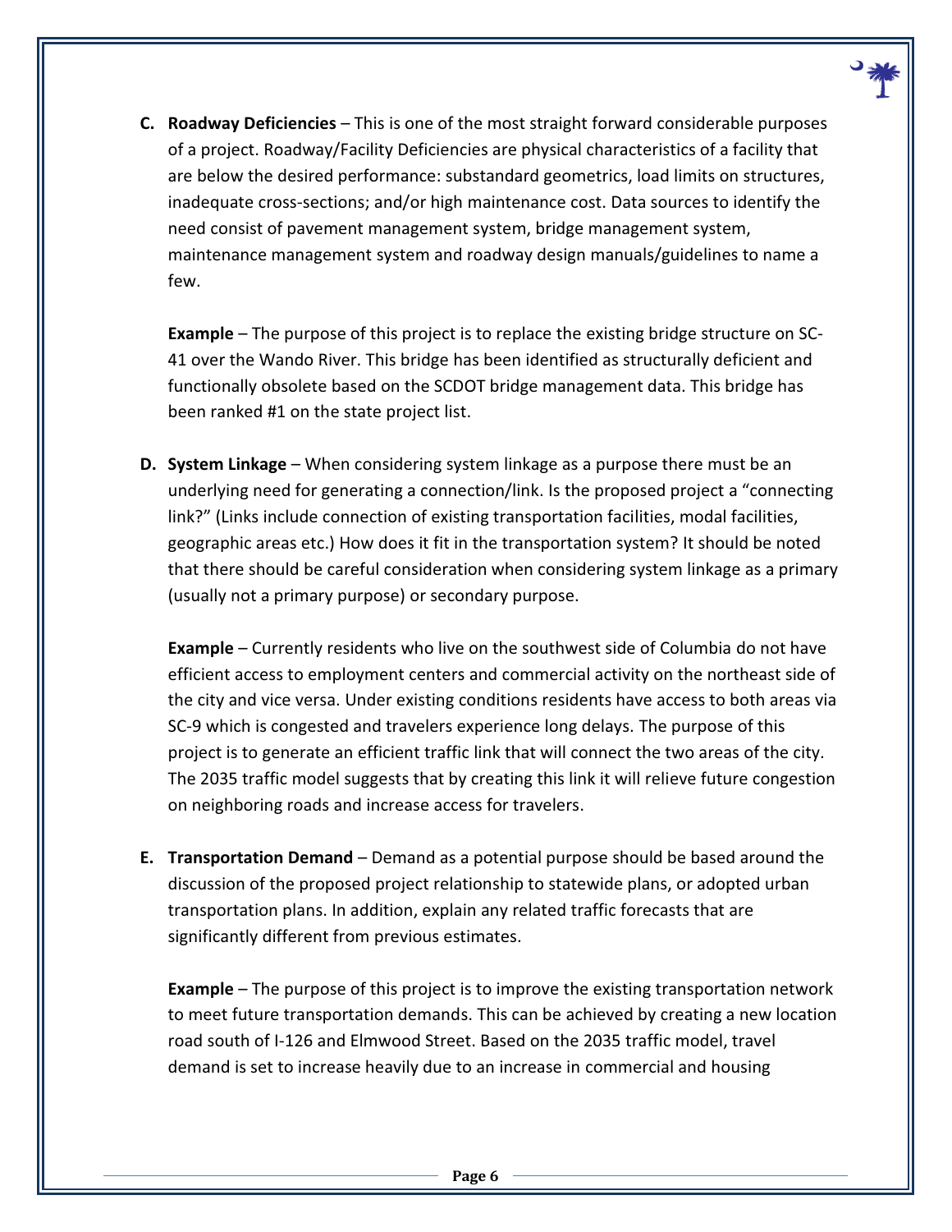**C. Roadway Deficiencies** – This is one of the most straight forward considerable purposes of a project. Roadway/Facility Deficiencies are physical characteristics of a facility that are below the desired performance: substandard geometrics, load limits on structures, inadequate cross-sections; and/or high maintenance cost. Data sources to identify the need consist of pavement management system, bridge management system, maintenance management system and roadway design manuals/guidelines to name a few.

**Example** – The purpose of this project is to replace the existing bridge structure on SC-41 over the Wando River. This bridge has been identified as structurally deficient and functionally obsolete based on the SCDOT bridge management data. This bridge has been ranked #1 on the state project list.

**D. System Linkage** – When considering system linkage as a purpose there must be an underlying need for generating a connection/link. Is the proposed project a "connecting link?" (Links include connection of existing transportation facilities, modal facilities, geographic areas etc.) How does it fit in the transportation system? It should be noted that there should be careful consideration when considering system linkage as a primary (usually not a primary purpose) or secondary purpose.

**Example** – Currently residents who live on the southwest side of Columbia do not have efficient access to employment centers and commercial activity on the northeast side of the city and vice versa. Under existing conditions residents have access to both areas via SC-9 which is congested and travelers experience long delays. The purpose of this project is to generate an efficient traffic link that will connect the two areas of the city. The 2035 traffic model suggests that by creating this link it will relieve future congestion on neighboring roads and increase access for travelers.

**E. Transportation Demand** – Demand as a potential purpose should be based around the discussion of the proposed project relationship to statewide plans, or adopted urban transportation plans. In addition, explain any related traffic forecasts that are significantly different from previous estimates.

**Example** – The purpose of this project is to improve the existing transportation network to meet future transportation demands. This can be achieved by creating a new location road south of I-126 and Elmwood Street. Based on the 2035 traffic model, travel demand is set to increase heavily due to an increase in commercial and housing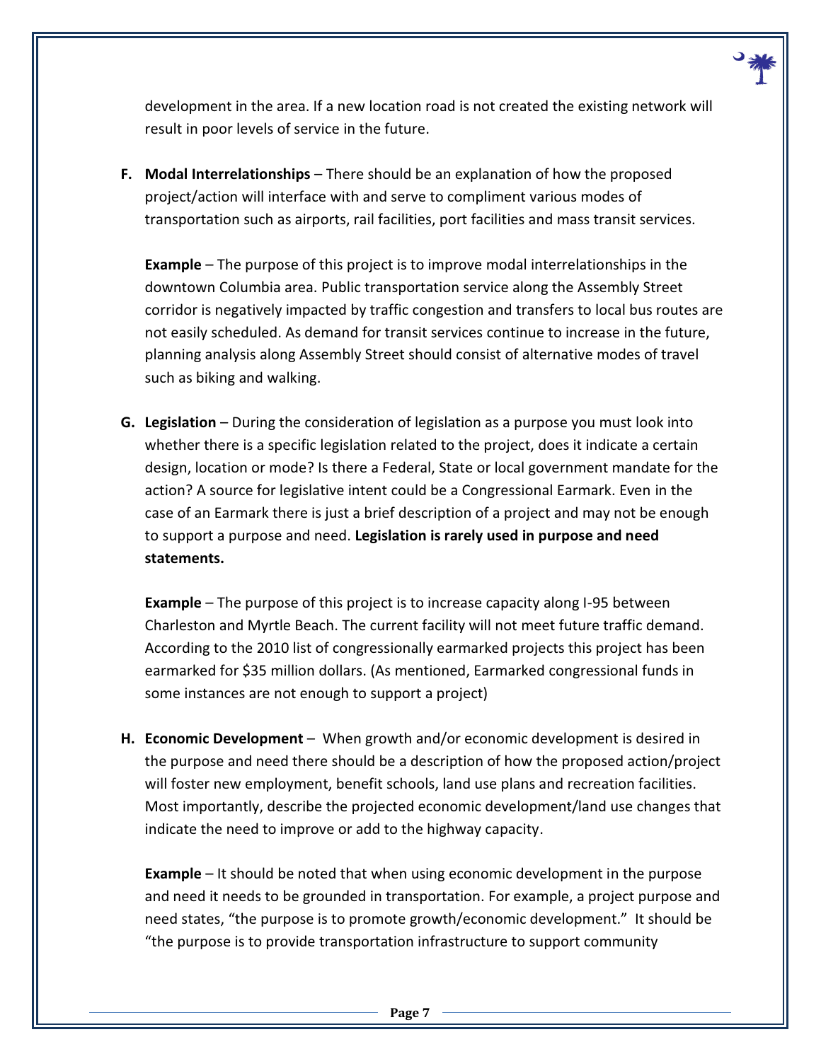development in the area. If a new location road is not created the existing network will result in poor levels of service in the future.

**F. Modal Interrelationships** – There should be an explanation of how the proposed project/action will interface with and serve to compliment various modes of transportation such as airports, rail facilities, port facilities and mass transit services.

**Example** – The purpose of this project is to improve modal interrelationships in the downtown Columbia area. Public transportation service along the Assembly Street corridor is negatively impacted by traffic congestion and transfers to local bus routes are not easily scheduled. As demand for transit services continue to increase in the future, planning analysis along Assembly Street should consist of alternative modes of travel such as biking and walking.

**G. Legislation** – During the consideration of legislation as a purpose you must look into whether there is a specific legislation related to the project, does it indicate a certain design, location or mode? Is there a Federal, State or local government mandate for the action? A source for legislative intent could be a Congressional Earmark. Even in the case of an Earmark there is just a brief description of a project and may not be enough to support a purpose and need. **Legislation is rarely used in purpose and need statements.**

**Example** – The purpose of this project is to increase capacity along I-95 between Charleston and Myrtle Beach. The current facility will not meet future traffic demand. According to the 2010 list of congressionally earmarked projects this project has been earmarked for $35 million dollars. (As mentioned, Earmarked congressional funds in some instances are not enough to support a project)

**H. Economic Development** – When growth and/or economic development is desired in the purpose and need there should be a description of how the proposed action/project will foster new employment, benefit schools, land use plans and recreation facilities. Most importantly, describe the projected economic development/land use changes that indicate the need to improve or add to the highway capacity.

**Example** – It should be noted that when using economic development in the purpose and need it needs to be grounded in transportation. For example, a project purpose and need states, "the purpose is to promote growth/economic development." It should be "the purpose is to provide transportation infrastructure to support community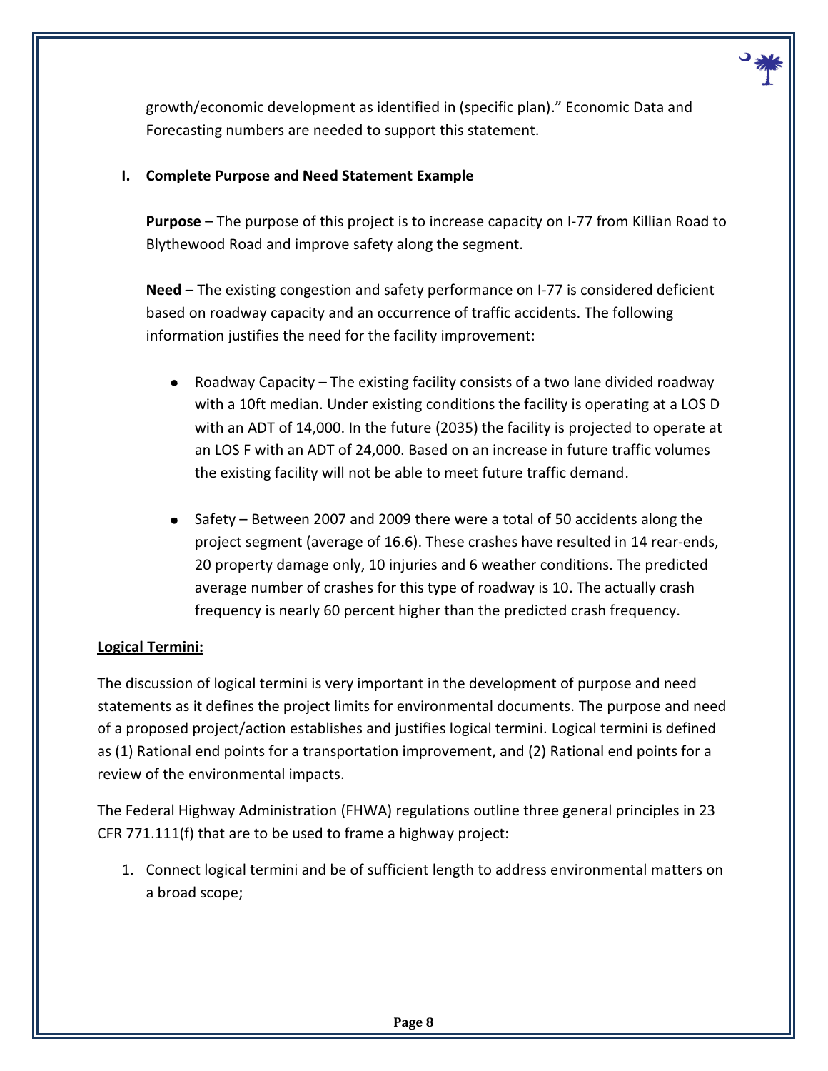growth/economic development as identified in (specific plan)." Economic Data and Forecasting numbers are needed to support this statement.

**I. Complete Purpose and Need Statement Example**

**Purpose** – The purpose of this project is to increase capacity on I-77 from Killian Road to Blythewood Road and improve safety along the segment.

**Need** – The existing congestion and safety performance on I-77 is considered deficient based on roadway capacity and an occurrence of traffic accidents. The following information justifies the need for the facility improvement:

- Roadway Capacity – The existing facility consists of a two lane divided roadway with a 10ft median. Under existing conditions the facility is operating at a LOS D with an ADT of 14,000. In the future (2035) the facility is projected to operate at an LOS F with an ADT of 24,000. Based on an increase in future traffic volumes the existing facility will not be able to meet future traffic demand.

- Safety – Between 2007 and 2009 there were a total of 50 accidents along the project segment (average of 16.6). These crashes have resulted in 14 rear-ends, 20 property damage only, 10 injuries and 6 weather conditions. The predicted average number of crashes for this type of roadway is 10. The actually crash frequency is nearly 60 percent higher than the predicted crash frequency.

**Logical Termini:**

The discussion of logical termini is very important in the development of purpose and need statements as it defines the project limits for environmental documents. The purpose and need of a proposed project/action establishes and justifies logical termini. Logical termini is defined as (1) Rational end points for a transportation improvement, and (2) Rational end points for a review of the environmental impacts.

The Federal Highway Administration (FHWA) regulations outline three general principles in 23 CFR 771.111(f) that are to be used to frame a highway project:

1. Connect logical termini and be of sufficient length to address environmental matters on a broad scope;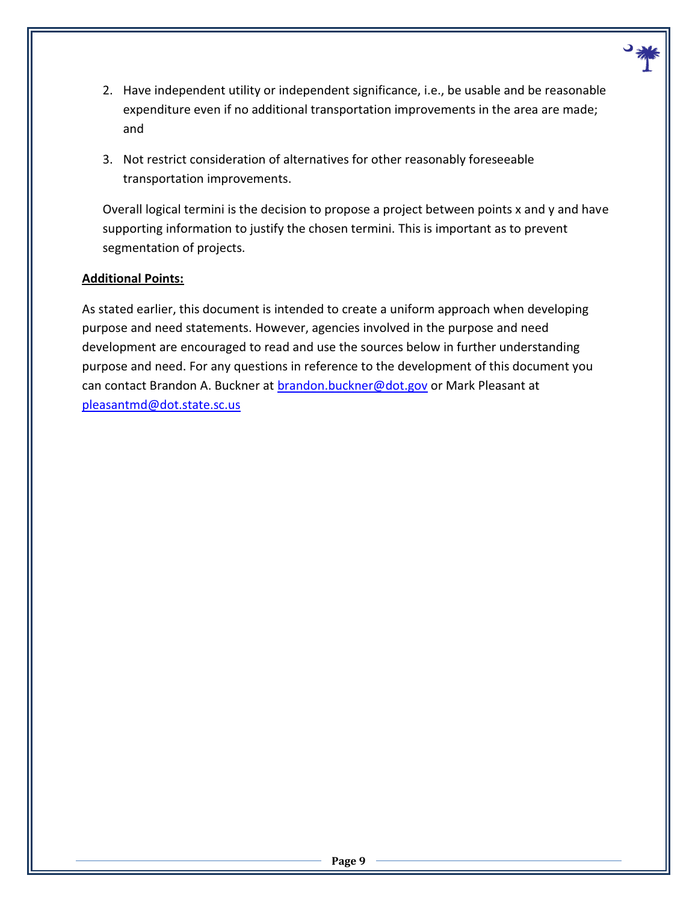2. Have independent utility or independent significance, i.e., be usable and be reasonable expenditure even if no additional transportation improvements in the area are made; and

3. Not restrict consideration of alternatives for other reasonably foreseeable transportation improvements.

Overall logical termini is the decision to propose a project between points x and y and have supporting information to justify the chosen termini. This is important as to prevent segmentation of projects.

**Additional Points:**

As stated earlier, this document is intended to create a uniform approach when developing purpose and need statements. However, agencies involved in the purpose and need development are encouraged to read and use the sources below in further understanding purpose and need. For any questions in reference to the development of this document you can contact Brandon A. Buckner at brandon.buckner@dot.gov or Mark Pleasant at pleasantmd@dot.state.sc.us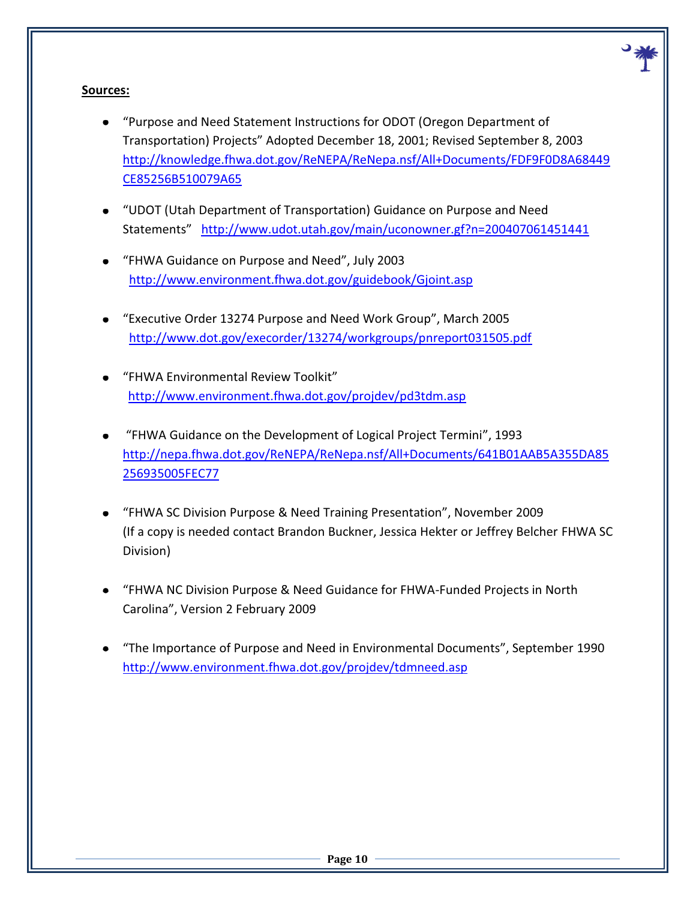**Sources:**

- "Purpose and Need Statement Instructions for ODOT (Oregon Department of Transportation) Projects" Adopted December 18, 2001; Revised September 8, 2003 http://knowledge.fhwa.dot.gov/ReNEPA/ReNepa.nsf/All+Documents/FDF9F0D8A68449CE85256B510079A65

- "UDOT (Utah Department of Transportation) Guidance on Purpose and Need Statements" http://www.udot.utah.gov/main/uconowner.gf?n=200407061451441

- "FHWA Guidance on Purpose and Need", July 2003 http://www.environment.fhwa.dot.gov/guidebook/Gjoint.asp

- "Executive Order 13274 Purpose and Need Work Group", March 2005 http://www.dot.gov/execorder/13274/workgroups/pnreport031505.pdf

- "FHWA Environmental Review Toolkit" http://www.environment.fhwa.dot.gov/projdev/pd3tdm.asp

- "FHWA Guidance on the Development of Logical Project Termini", 1993 http://nepa.fhwa.dot.gov/ReNEPA/ReNepa.nsf/All+Documents/641B01AAB5A355DA85256935005FEC77

- "FHWA SC Division Purpose & Need Training Presentation", November 2009 (If a copy is needed contact Brandon Buckner, Jessica Hekter or Jeffrey Belcher FHWA SC Division)

- "FHWA NC Division Purpose & Need Guidance for FHWA-Funded Projects in North Carolina", Version 2 February 2009

- "The Importance of Purpose and Need in Environmental Documents", September 1990 http://www.environment.fhwa.dot.gov/projdev/tdmneed.asp